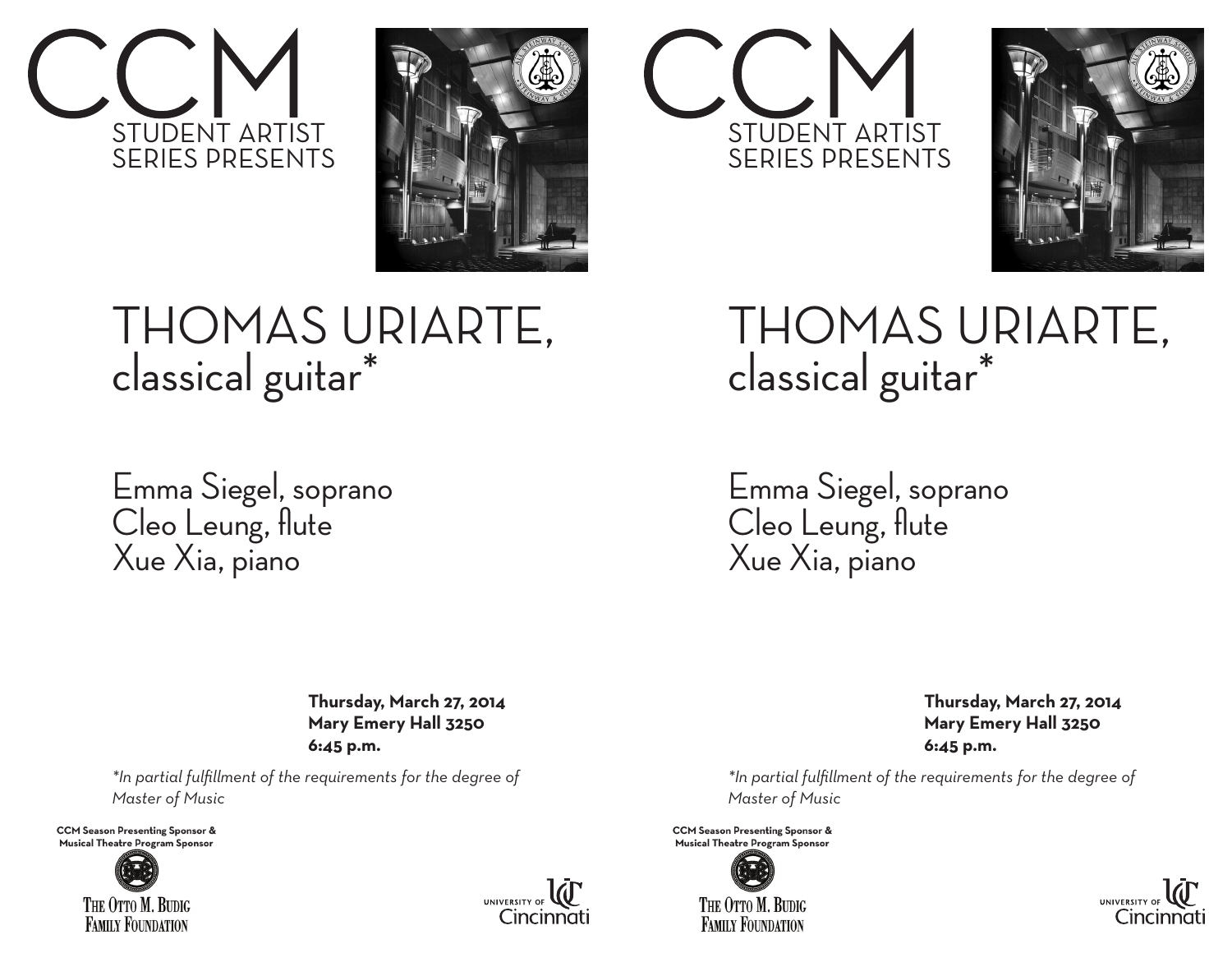# CCM
STUDENT ARTIST
SERIES PRESENTS

# THOMAS URIARTE,
## classical guitar*

Emma Siegel, soprano
Cleo Leung, flute
Xue Xia, piano

**Thursday, March 27, 2014**
**Mary Emery Hall 3250**
**6:45 p.m.**

*\*In partial fulfillment of the requirements for the degree of Master of Music*

**CCM Season Presenting Sponsor & Musical Theatre Program Sponsor**

THE OTTO M. BUDIG FAMILY FOUNDATION

UNIVERSITY OF Cincinnati

# CCM
STUDENT ARTIST
SERIES PRESENTS

# THOMAS URIARTE,
## classical guitar*

Emma Siegel, soprano
Cleo Leung, flute
Xue Xia, piano

**Thursday, March 27, 2014**
**Mary Emery Hall 3250**
**6:45 p.m.**

*\*In partial fulfillment of the requirements for the degree of Master of Music*

**CCM Season Presenting Sponsor & Musical Theatre Program Sponsor**

THE OTTO M. BUDIG FAMILY FOUNDATION

UNIVERSITY OF Cincinnati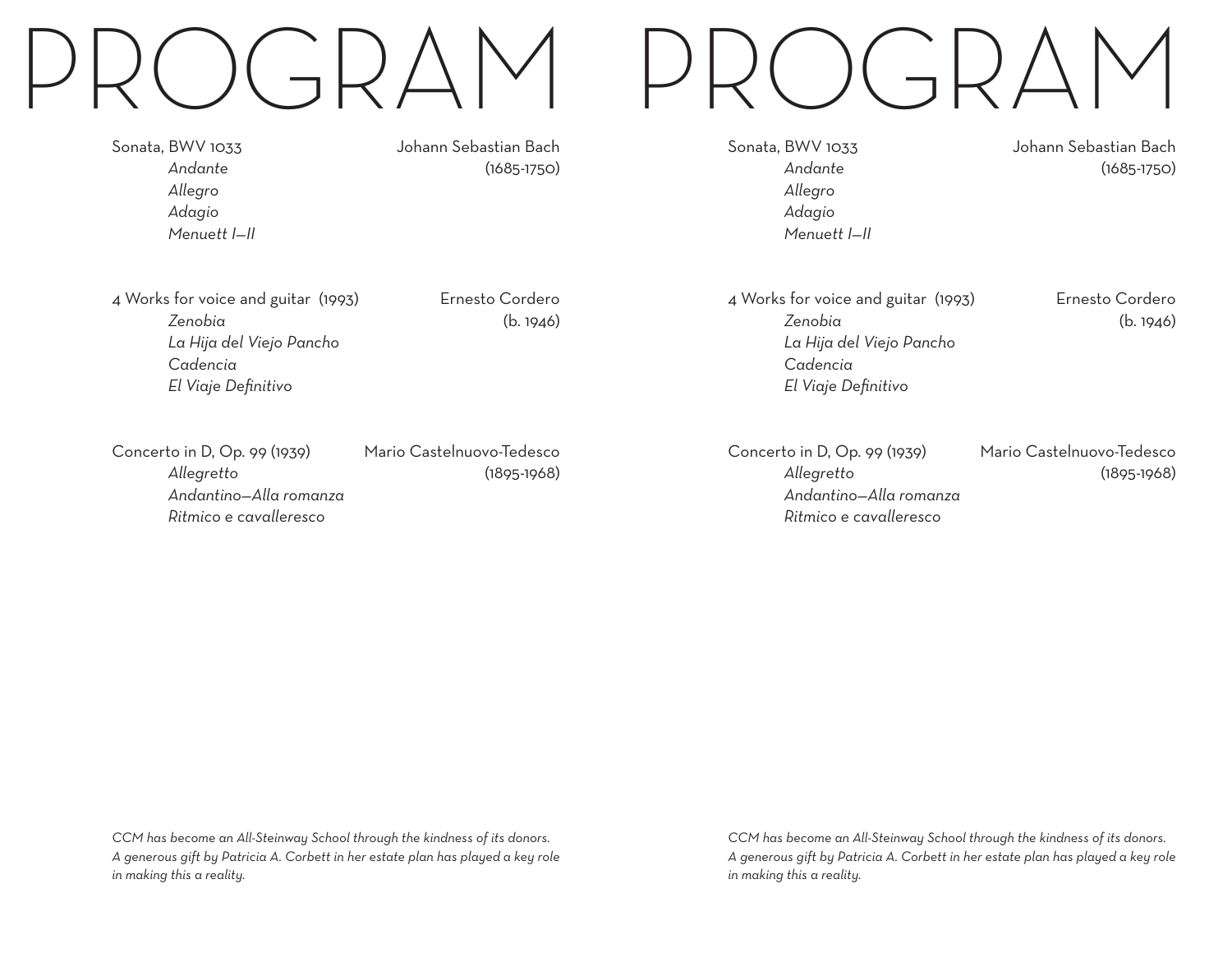# PROGRAM

Sonata, BWV 1033 — Johann Sebastian Bach (1685-1750)

*Andante*
*Allegro*
*Adagio*
*Menuett I–II*

4 Works for voice and guitar (1993) — Ernesto Cordero (b. 1946)

*Zenobia*
*La Hija del Viejo Pancho*
*Cadencia*
*El Viaje Definitivo*

Concerto in D, Op. 99 (1939) — Mario Castelnuovo-Tedesco (1895-1968)

*Allegretto*
*Andantino—Alla romanza*
*Ritmico e cavalleresco*

*CCM has become an All-Steinway School through the kindness of its donors. A generous gift by Patricia A. Corbett in her estate plan has played a key role in making this a reality.*

# PROGRAM

Sonata, BWV 1033 — Johann Sebastian Bach (1685-1750)

*Andante*
*Allegro*
*Adagio*
*Menuett I–II*

4 Works for voice and guitar (1993) — Ernesto Cordero (b. 1946)

*Zenobia*
*La Hija del Viejo Pancho*
*Cadencia*
*El Viaje Definitivo*

Concerto in D, Op. 99 (1939) — Mario Castelnuovo-Tedesco (1895-1968)

*Allegretto*
*Andantino—Alla romanza*
*Ritmico e cavalleresco*

*CCM has become an All-Steinway School through the kindness of its donors. A generous gift by Patricia A. Corbett in her estate plan has played a key role in making this a reality.*